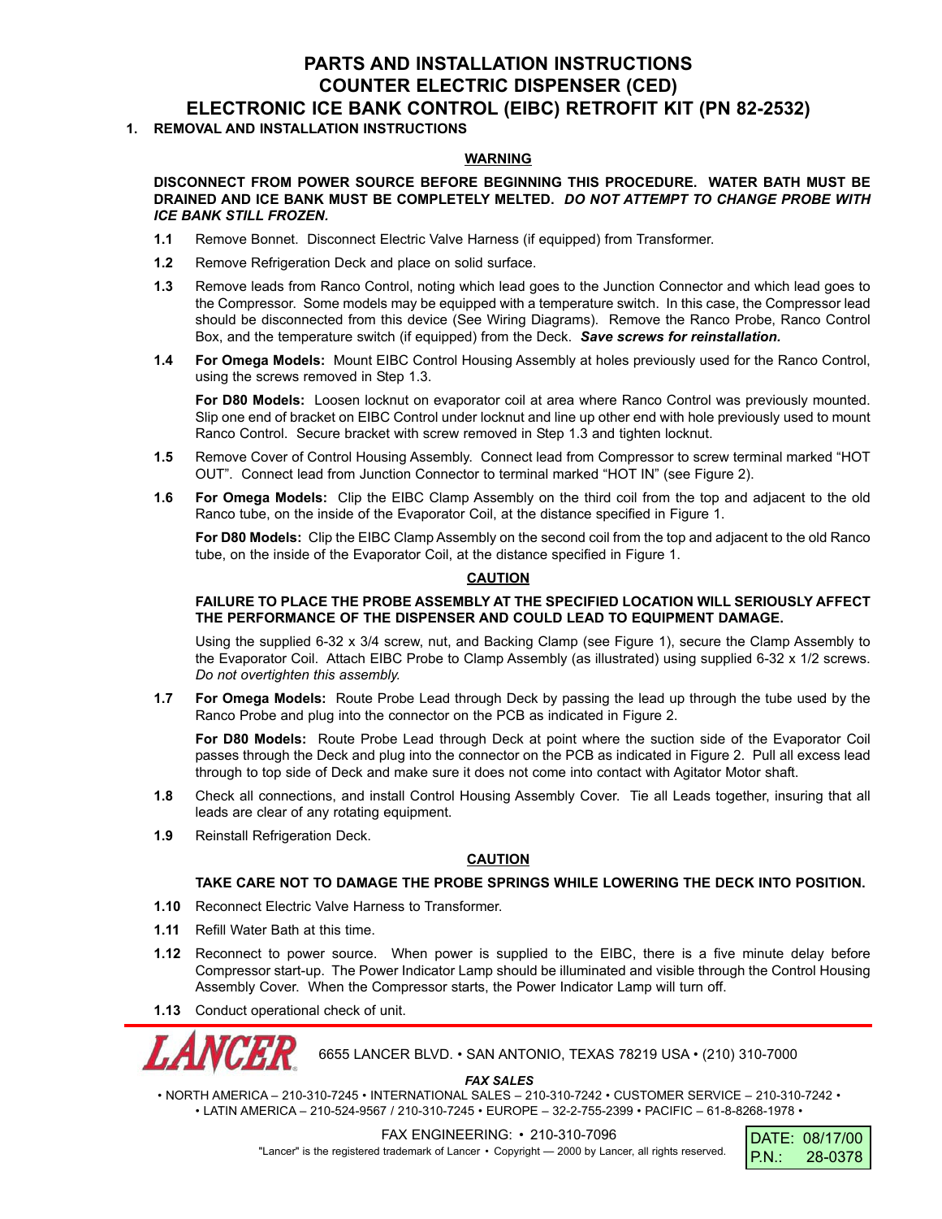# PARTS AND INSTALLATION INSTRUCTIONS
# COUNTER ELECTRIC DISPENSER (CED)
# ELECTRONIC ICE BANK CONTROL (EIBC) RETROFIT KIT (PN 82-2532)

## 1. REMOVAL AND INSTALLATION INSTRUCTIONS

**WARNING**

**DISCONNECT FROM POWER SOURCE BEFORE BEGINNING THIS PROCEDURE. WATER BATH MUST BE DRAINED AND ICE BANK MUST BE COMPLETELY MELTED. *DO NOT ATTEMPT TO CHANGE PROBE WITH ICE BANK STILL FROZEN.***

**1.1** Remove Bonnet. Disconnect Electric Valve Harness (if equipped) from Transformer.

**1.2** Remove Refrigeration Deck and place on solid surface.

**1.3** Remove leads from Ranco Control, noting which lead goes to the Junction Connector and which lead goes to the Compressor. Some models may be equipped with a temperature switch. In this case, the Compressor lead should be disconnected from this device (See Wiring Diagrams). Remove the Ranco Probe, Ranco Control Box, and the temperature switch (if equipped) from the Deck. ***Save screws for reinstallation.***

**1.4** **For Omega Models:** Mount EIBC Control Housing Assembly at holes previously used for the Ranco Control, using the screws removed in Step 1.3.

**For D80 Models:** Loosen locknut on evaporator coil at area where Ranco Control was previously mounted. Slip one end of bracket on EIBC Control under locknut and line up other end with hole previously used to mount Ranco Control. Secure bracket with screw removed in Step 1.3 and tighten locknut.

**1.5** Remove Cover of Control Housing Assembly. Connect lead from Compressor to screw terminal marked "HOT OUT". Connect lead from Junction Connector to terminal marked "HOT IN" (see Figure 2).

**1.6** **For Omega Models:** Clip the EIBC Clamp Assembly on the third coil from the top and adjacent to the old Ranco tube, on the inside of the Evaporator Coil, at the distance specified in Figure 1.

**For D80 Models:** Clip the EIBC Clamp Assembly on the second coil from the top and adjacent to the old Ranco tube, on the inside of the Evaporator Coil, at the distance specified in Figure 1.

**CAUTION**

**FAILURE TO PLACE THE PROBE ASSEMBLY AT THE SPECIFIED LOCATION WILL SERIOUSLY AFFECT THE PERFORMANCE OF THE DISPENSER AND COULD LEAD TO EQUIPMENT DAMAGE.**

Using the supplied 6-32 x 3/4 screw, nut, and Backing Clamp (see Figure 1), secure the Clamp Assembly to the Evaporator Coil. Attach EIBC Probe to Clamp Assembly (as illustrated) using supplied 6-32 x 1/2 screws. *Do not overtighten this assembly.*

**1.7** **For Omega Models:** Route Probe Lead through Deck by passing the lead up through the tube used by the Ranco Probe and plug into the connector on the PCB as indicated in Figure 2.

**For D80 Models:** Route Probe Lead through Deck at point where the suction side of the Evaporator Coil passes through the Deck and plug into the connector on the PCB as indicated in Figure 2. Pull all excess lead through to top side of Deck and make sure it does not come into contact with Agitator Motor shaft.

**1.8** Check all connections, and install Control Housing Assembly Cover. Tie all Leads together, insuring that all leads are clear of any rotating equipment.

**1.9** Reinstall Refrigeration Deck.

**CAUTION**

**TAKE CARE NOT TO DAMAGE THE PROBE SPRINGS WHILE LOWERING THE DECK INTO POSITION.**

**1.10** Reconnect Electric Valve Harness to Transformer.

**1.11** Refill Water Bath at this time.

**1.12** Reconnect to power source. When power is supplied to the EIBC, there is a five minute delay before Compressor start-up. The Power Indicator Lamp should be illuminated and visible through the Control Housing Assembly Cover. When the Compressor starts, the Power Indicator Lamp will turn off.

**1.13** Conduct operational check of unit.

---

LANCER 6655 LANCER BLVD. • SAN ANTONIO, TEXAS 78219 USA • (210) 310-7000

***FAX SALES***

• NORTH AMERICA – 210-310-7245 • INTERNATIONAL SALES – 210-310-7242 • CUSTOMER SERVICE – 210-310-7242 •
• LATIN AMERICA – 210-524-9567 / 210-310-7245 • EUROPE – 32-2-755-2399 • PACIFIC – 61-8-8268-1978 •

FAX ENGINEERING: • 210-310-7096

"Lancer" is the registered trademark of Lancer • Copyright — 2000 by Lancer, all rights reserved.

DATE: 08/17/00
P.N.: 28-0378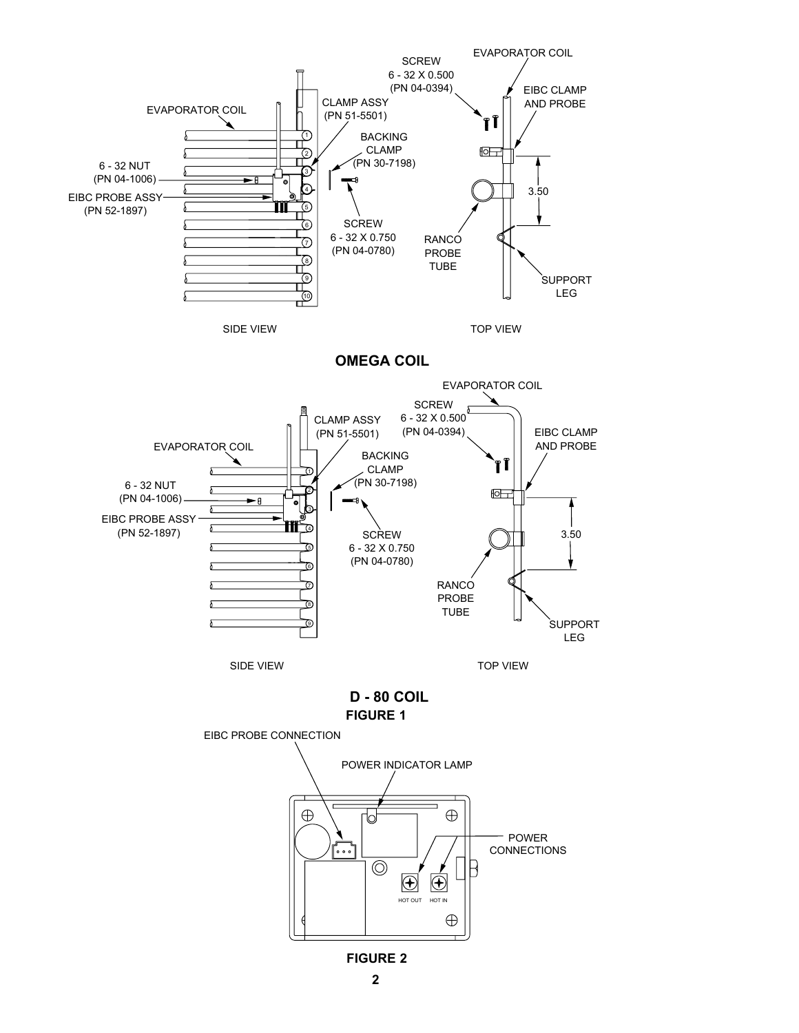SIDE VIEW

EVAPORATOR COIL

CLAMP ASSY
(PN 51-5501)

BACKING CLAMP
(PN 30-7198)

6 - 32 NUT
(PN 04-1006)

EIBC PROBE ASSY
(PN 52-1897)

SCREW
6 - 32 X 0.750
(PN 04-0780)

TOP VIEW

SCREW
6 - 32 X 0.500
(PN 04-0394)

EVAPORATOR COIL

EIBC CLAMP AND PROBE

3.50

RANCO PROBE TUBE

SUPPORT LEG

**OMEGA COIL**

SIDE VIEW

EVAPORATOR COIL

CLAMP ASSY
(PN 51-5501)

BACKING CLAMP
(PN 30-7198)

6 - 32 NUT
(PN 04-1006)

EIBC PROBE ASSY
(PN 52-1897)

SCREW
6 - 32 X 0.750
(PN 04-0780)

TOP VIEW

EVAPORATOR COIL

SCREW
6 - 32 X 0.500
(PN 04-0394)

EIBC CLAMP AND PROBE

3.50

RANCO PROBE TUBE

SUPPORT LEG

**D - 80 COIL**

**FIGURE 1**

EIBC PROBE CONNECTION

POWER INDICATOR LAMP

POWER CONNECTIONS

HOT OUT HOT IN

**FIGURE 2**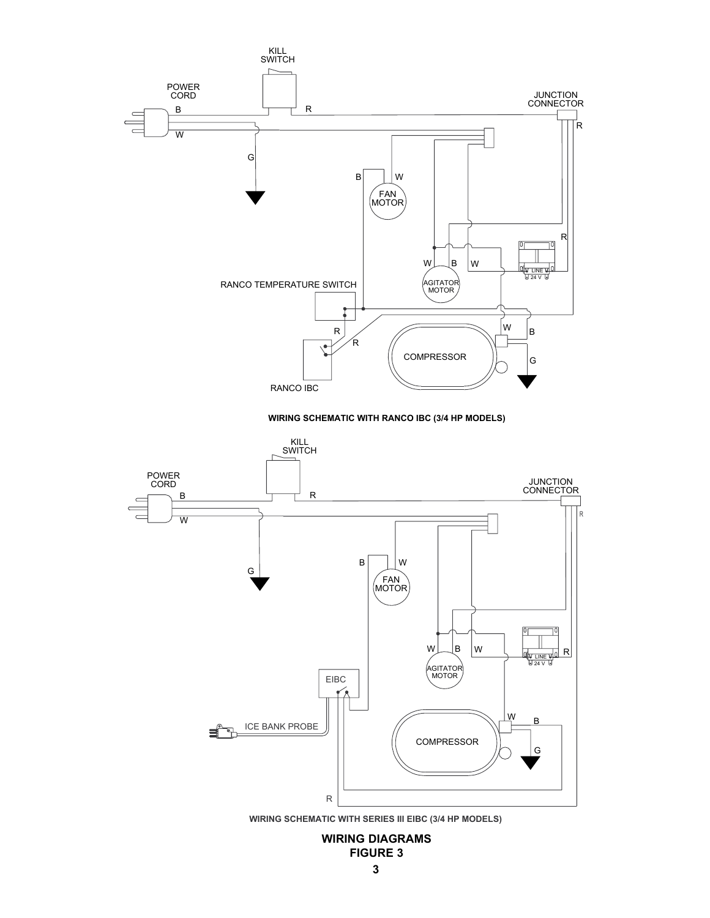WIRING SCHEMATIC WITH RANCO IBC (3/4 HP MODELS)

WIRING SCHEMATIC WITH SERIES III EIBC (3/4 HP MODELS)

**WIRING DIAGRAMS**
**FIGURE 3**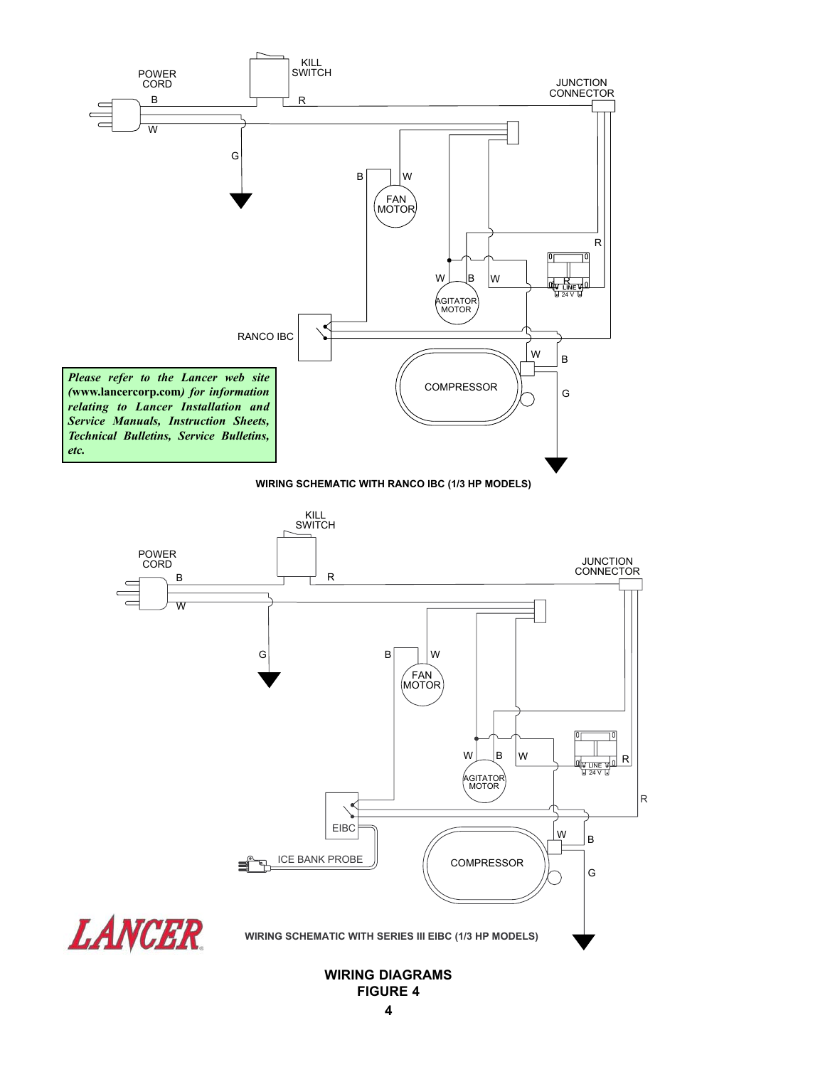POWER CORD

KILL SWITCH

JUNCTION CONNECTOR

B

R

W

G

B

W

FAN MOTOR

R

W

B

W

AGITATOR MOTOR

LINE

24 V

RANCO IBC

W

B

COMPRESSOR

G

***Please refer to the Lancer web site (www.lancercorp.com) for information relating to Lancer Installation and Service Manuals, Instruction Sheets, Technical Bulletins, Service Bulletins, etc.***

**WIRING SCHEMATIC WITH RANCO IBC (1/3 HP MODELS)**

KILL SWITCH

POWER CORD

JUNCTION CONNECTOR

B

R

W

G

B

W

FAN MOTOR

W

B

W

R

AGITATOR MOTOR

LINE

24 V

R

EIBC

W

B

ICE BANK PROBE

COMPRESSOR

G

LANCER

**WIRING SCHEMATIC WITH SERIES III EIBC (1/3 HP MODELS)**

**WIRING DIAGRAMS**
**FIGURE 4**